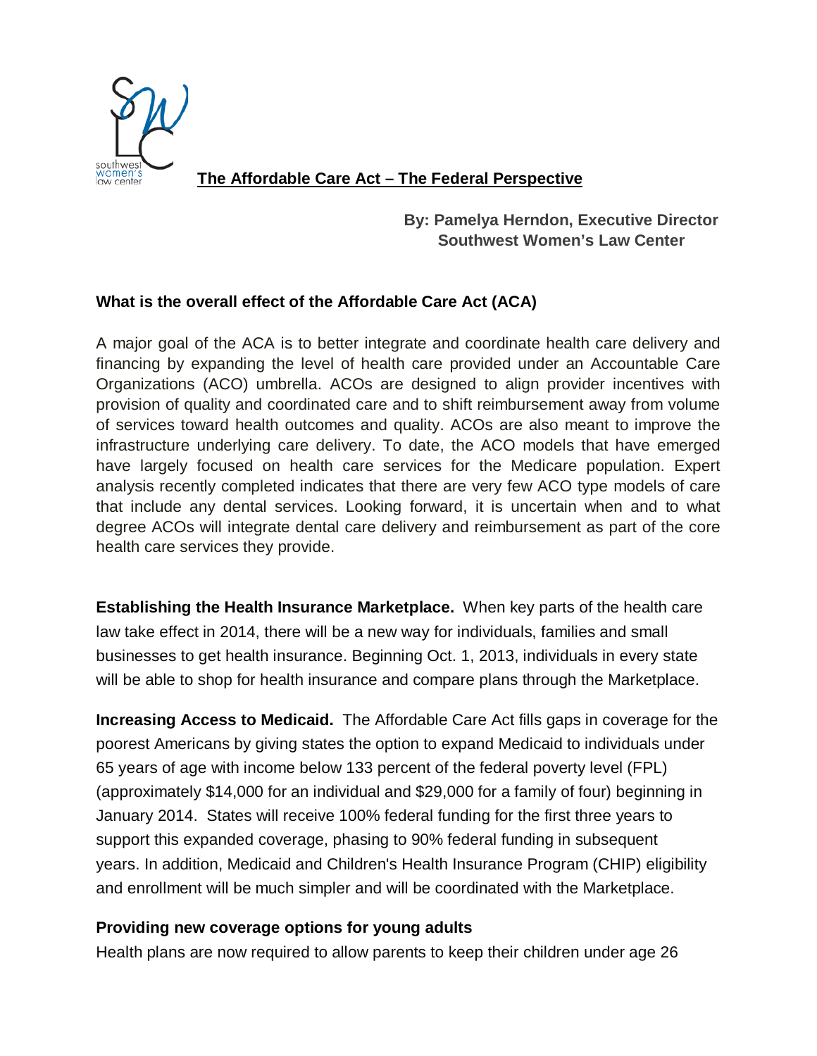# The Affordable Care Act – The Federal Perspective

**By: Pamelya Herndon, Executive Director**
**Southwest Women's Law Center**

## What is the overall effect of the Affordable Care Act (ACA)

A major goal of the ACA is to better integrate and coordinate health care delivery and financing by expanding the level of health care provided under an Accountable Care Organizations (ACO) umbrella. ACOs are designed to align provider incentives with provision of quality and coordinated care and to shift reimbursement away from volume of services toward health outcomes and quality. ACOs are also meant to improve the infrastructure underlying care delivery. To date, the ACO models that have emerged have largely focused on health care services for the Medicare population. Expert analysis recently completed indicates that there are very few ACO type models of care that include any dental services. Looking forward, it is uncertain when and to what degree ACOs will integrate dental care delivery and reimbursement as part of the core health care services they provide.

**Establishing the Health Insurance Marketplace.** When key parts of the health care law take effect in 2014, there will be a new way for individuals, families and small businesses to get health insurance. Beginning Oct. 1, 2013, individuals in every state will be able to shop for health insurance and compare plans through the Marketplace.

**Increasing Access to Medicaid.** The Affordable Care Act fills gaps in coverage for the poorest Americans by giving states the option to expand Medicaid to individuals under 65 years of age with income below 133 percent of the federal poverty level (FPL) (approximately $14,000 for an individual and $29,000 for a family of four) beginning in January 2014. States will receive 100% federal funding for the first three years to support this expanded coverage, phasing to 90% federal funding in subsequent years. In addition, Medicaid and Children's Health Insurance Program (CHIP) eligibility and enrollment will be much simpler and will be coordinated with the Marketplace.

### Providing new coverage options for young adults

Health plans are now required to allow parents to keep their children under age 26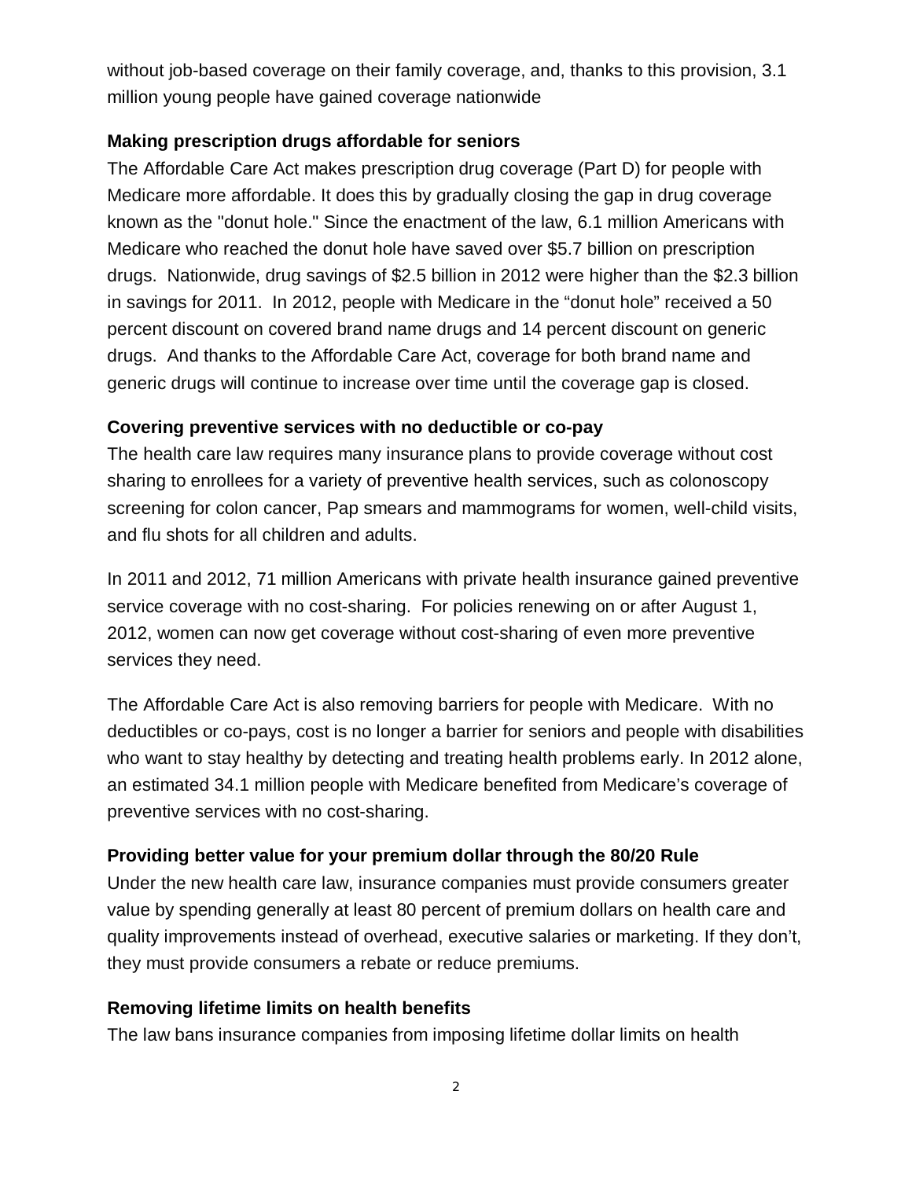without job-based coverage on their family coverage, and, thanks to this provision, 3.1 million young people have gained coverage nationwide

**Making prescription drugs affordable for seniors**

The Affordable Care Act makes prescription drug coverage (Part D) for people with Medicare more affordable. It does this by gradually closing the gap in drug coverage known as the "donut hole." Since the enactment of the law, 6.1 million Americans with Medicare who reached the donut hole have saved over $5.7 billion on prescription drugs. Nationwide, drug savings of $2.5 billion in 2012 were higher than the $2.3 billion in savings for 2011. In 2012, people with Medicare in the "donut hole" received a 50 percent discount on covered brand name drugs and 14 percent discount on generic drugs. And thanks to the Affordable Care Act, coverage for both brand name and generic drugs will continue to increase over time until the coverage gap is closed.

**Covering preventive services with no deductible or co-pay**

The health care law requires many insurance plans to provide coverage without cost sharing to enrollees for a variety of preventive health services, such as colonoscopy screening for colon cancer, Pap smears and mammograms for women, well-child visits, and flu shots for all children and adults.

In 2011 and 2012, 71 million Americans with private health insurance gained preventive service coverage with no cost-sharing. For policies renewing on or after August 1, 2012, women can now get coverage without cost-sharing of even more preventive services they need.

The Affordable Care Act is also removing barriers for people with Medicare. With no deductibles or co-pays, cost is no longer a barrier for seniors and people with disabilities who want to stay healthy by detecting and treating health problems early. In 2012 alone, an estimated 34.1 million people with Medicare benefited from Medicare's coverage of preventive services with no cost-sharing.

**Providing better value for your premium dollar through the 80/20 Rule**

Under the new health care law, insurance companies must provide consumers greater value by spending generally at least 80 percent of premium dollars on health care and quality improvements instead of overhead, executive salaries or marketing. If they don't, they must provide consumers a rebate or reduce premiums.

**Removing lifetime limits on health benefits**

The law bans insurance companies from imposing lifetime dollar limits on health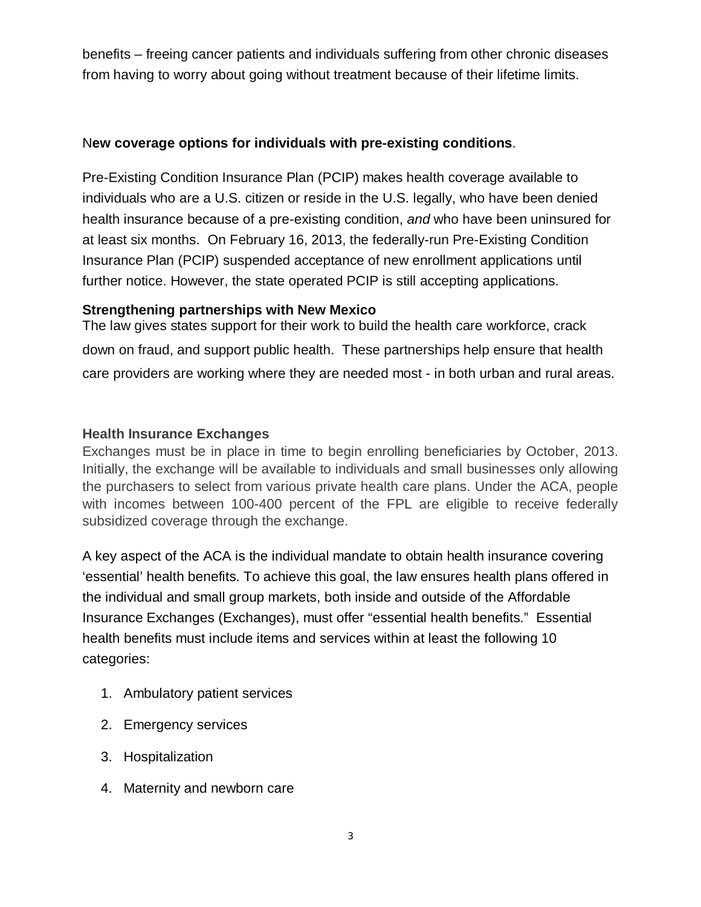benefits – freeing cancer patients and individuals suffering from other chronic diseases from having to worry about going without treatment because of their lifetime limits.

N**ew coverage options for individuals with pre-existing conditions**.

Pre-Existing Condition Insurance Plan (PCIP) makes health coverage available to individuals who are a U.S. citizen or reside in the U.S. legally, who have been denied health insurance because of a pre-existing condition, *and* who have been uninsured for at least six months. On February 16, 2013, the federally-run Pre-Existing Condition Insurance Plan (PCIP) suspended acceptance of new enrollment applications until further notice. However, the state operated PCIP is still accepting applications.

**Strengthening partnerships with New Mexico**

The law gives states support for their work to build the health care workforce, crack down on fraud, and support public health. These partnerships help ensure that health care providers are working where they are needed most - in both urban and rural areas.

**Health Insurance Exchanges**

Exchanges must be in place in time to begin enrolling beneficiaries by October, 2013. Initially, the exchange will be available to individuals and small businesses only allowing the purchasers to select from various private health care plans. Under the ACA, people with incomes between 100-400 percent of the FPL are eligible to receive federally subsidized coverage through the exchange.

A key aspect of the ACA is the individual mandate to obtain health insurance covering 'essential' health benefits. To achieve this goal, the law ensures health plans offered in the individual and small group markets, both inside and outside of the Affordable Insurance Exchanges (Exchanges), must offer "essential health benefits." Essential health benefits must include items and services within at least the following 10 categories:

1. Ambulatory patient services
2. Emergency services
3. Hospitalization
4. Maternity and newborn care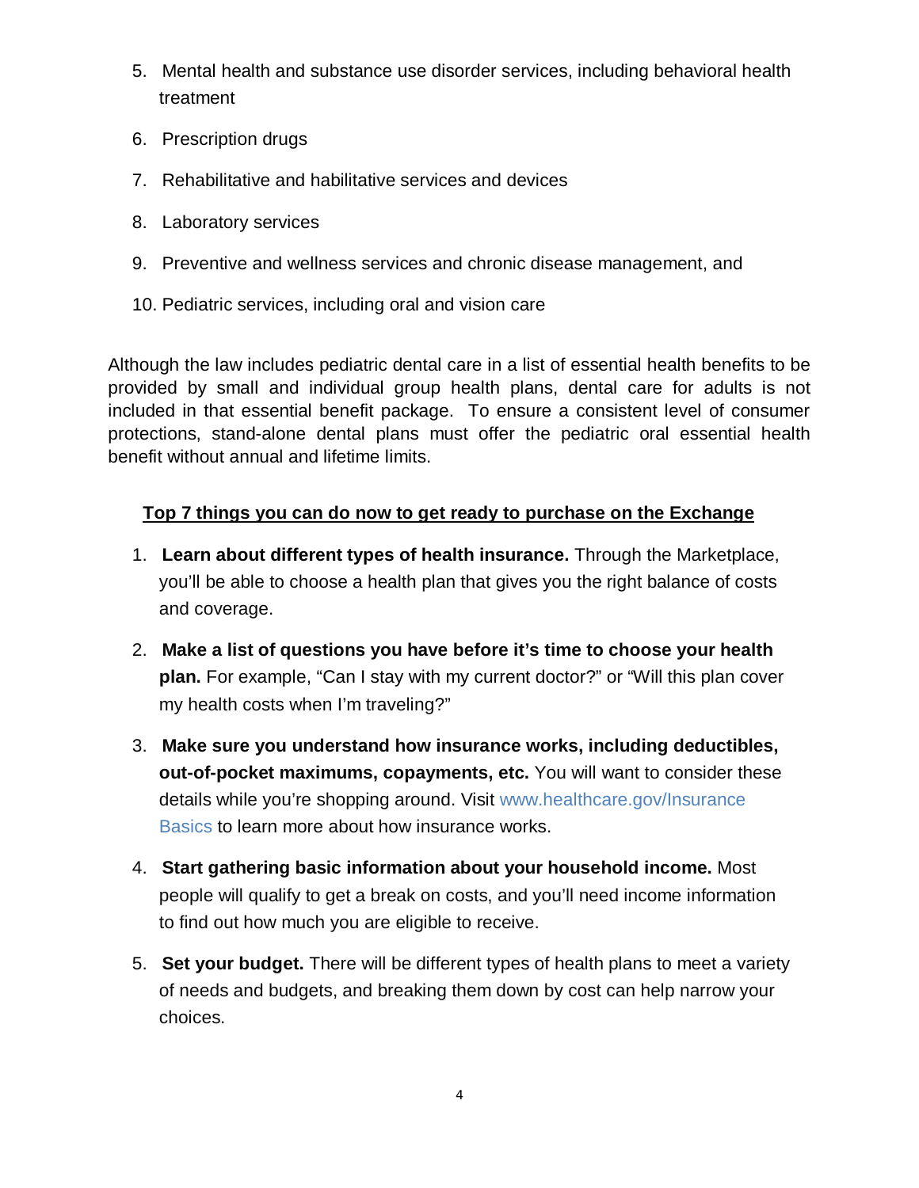5. Mental health and substance use disorder services, including behavioral health treatment
6. Prescription drugs
7. Rehabilitative and habilitative services and devices
8. Laboratory services
9. Preventive and wellness services and chronic disease management, and
10. Pediatric services, including oral and vision care

Although the law includes pediatric dental care in a list of essential health benefits to be provided by small and individual group health plans, dental care for adults is not included in that essential benefit package. To ensure a consistent level of consumer protections, stand-alone dental plans must offer the pediatric oral essential health benefit without annual and lifetime limits.

## Top 7 things you can do now to get ready to purchase on the Exchange

1. **Learn about different types of health insurance.** Through the Marketplace, you'll be able to choose a health plan that gives you the right balance of costs and coverage.
2. **Make a list of questions you have before it's time to choose your health plan.** For example, "Can I stay with my current doctor?" or "Will this plan cover my health costs when I'm traveling?"
3. **Make sure you understand how insurance works, including deductibles, out-of-pocket maximums, copayments, etc.** You will want to consider these details while you're shopping around. Visit www.healthcare.gov/Insurance Basics to learn more about how insurance works.
4. **Start gathering basic information about your household income.** Most people will qualify to get a break on costs, and you'll need income information to find out how much you are eligible to receive.
5. **Set your budget.** There will be different types of health plans to meet a variety of needs and budgets, and breaking them down by cost can help narrow your choices.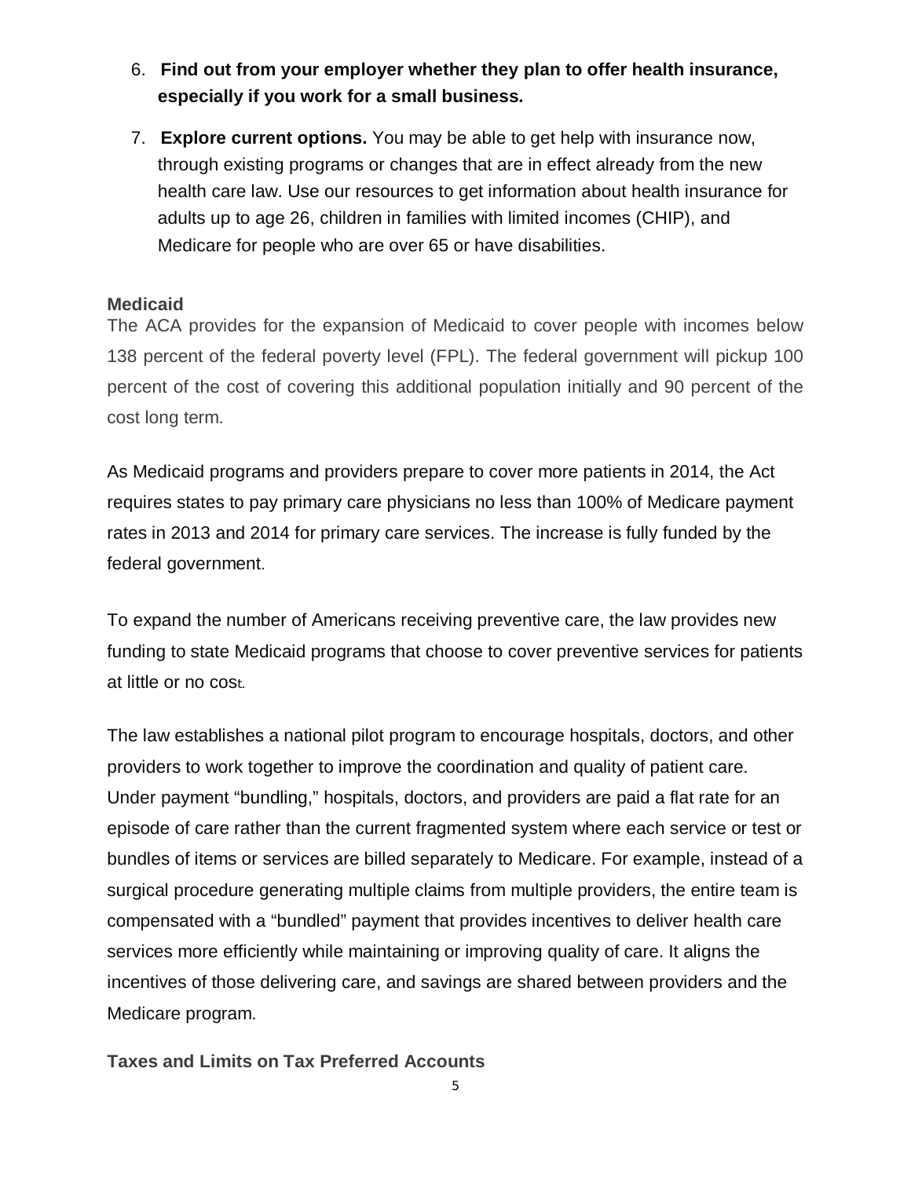6. **Find out from your employer whether they plan to offer health insurance, especially if you work for a small business.**

7. **Explore current options.** You may be able to get help with insurance now, through existing programs or changes that are in effect already from the new health care law. Use our resources to get information about health insurance for adults up to age 26, children in families with limited incomes (CHIP), and Medicare for people who are over 65 or have disabilities.

**Medicaid**

The ACA provides for the expansion of Medicaid to cover people with incomes below 138 percent of the federal poverty level (FPL). The federal government will pickup 100 percent of the cost of covering this additional population initially and 90 percent of the cost long term.

As Medicaid programs and providers prepare to cover more patients in 2014, the Act requires states to pay primary care physicians no less than 100% of Medicare payment rates in 2013 and 2014 for primary care services. The increase is fully funded by the federal government.

To expand the number of Americans receiving preventive care, the law provides new funding to state Medicaid programs that choose to cover preventive services for patients at little or no cost.

The law establishes a national pilot program to encourage hospitals, doctors, and other providers to work together to improve the coordination and quality of patient care. Under payment "bundling," hospitals, doctors, and providers are paid a flat rate for an episode of care rather than the current fragmented system where each service or test or bundles of items or services are billed separately to Medicare. For example, instead of a surgical procedure generating multiple claims from multiple providers, the entire team is compensated with a "bundled" payment that provides incentives to deliver health care services more efficiently while maintaining or improving quality of care. It aligns the incentives of those delivering care, and savings are shared between providers and the Medicare program.

**Taxes and Limits on Tax Preferred Accounts**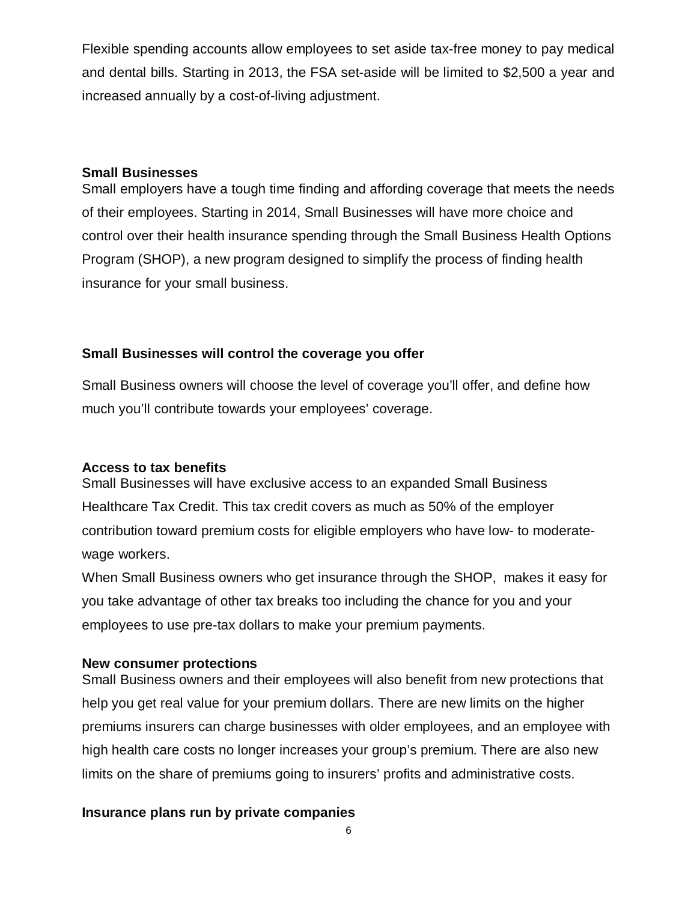Flexible spending accounts allow employees to set aside tax-free money to pay medical and dental bills. Starting in 2013, the FSA set-aside will be limited to $2,500 a year and increased annually by a cost-of-living adjustment.

**Small Businesses**

Small employers have a tough time finding and affording coverage that meets the needs of their employees. Starting in 2014, Small Businesses will have more choice and control over their health insurance spending through the Small Business Health Options Program (SHOP), a new program designed to simplify the process of finding health insurance for your small business.

**Small Businesses will control the coverage you offer**

Small Business owners will choose the level of coverage you'll offer, and define how much you'll contribute towards your employees' coverage.

**Access to tax benefits**

Small Businesses will have exclusive access to an expanded Small Business Healthcare Tax Credit. This tax credit covers as much as 50% of the employer contribution toward premium costs for eligible employers who have low- to moderate-wage workers.

When Small Business owners who get insurance through the SHOP, makes it easy for you take advantage of other tax breaks too including the chance for you and your employees to use pre-tax dollars to make your premium payments.

**New consumer protections**

Small Business owners and their employees will also benefit from new protections that help you get real value for your premium dollars. There are new limits on the higher premiums insurers can charge businesses with older employees, and an employee with high health care costs no longer increases your group's premium. There are also new limits on the share of premiums going to insurers' profits and administrative costs.

**Insurance plans run by private companies**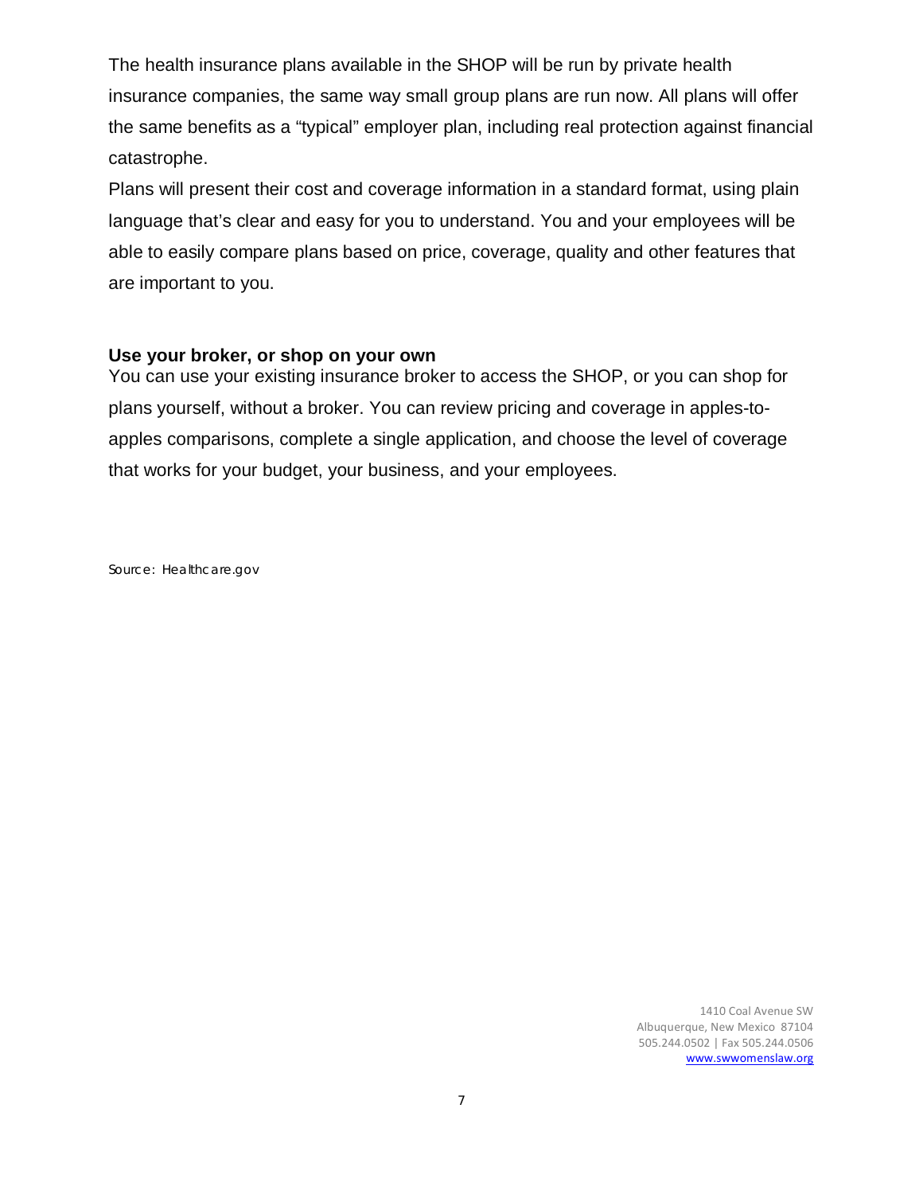The health insurance plans available in the SHOP will be run by private health insurance companies, the same way small group plans are run now. All plans will offer the same benefits as a "typical" employer plan, including real protection against financial catastrophe.

Plans will present their cost and coverage information in a standard format, using plain language that's clear and easy for you to understand. You and your employees will be able to easily compare plans based on price, coverage, quality and other features that are important to you.

**Use your broker, or shop on your own**

You can use your existing insurance broker to access the SHOP, or you can shop for plans yourself, without a broker. You can review pricing and coverage in apples-to-apples comparisons, complete a single application, and choose the level of coverage that works for your budget, your business, and your employees.

Source: Healthcare.gov

1410 Coal Avenue SW
Albuquerque, New Mexico 87104
505.244.0502 | Fax 505.244.0506
www.swwomenslaw.org